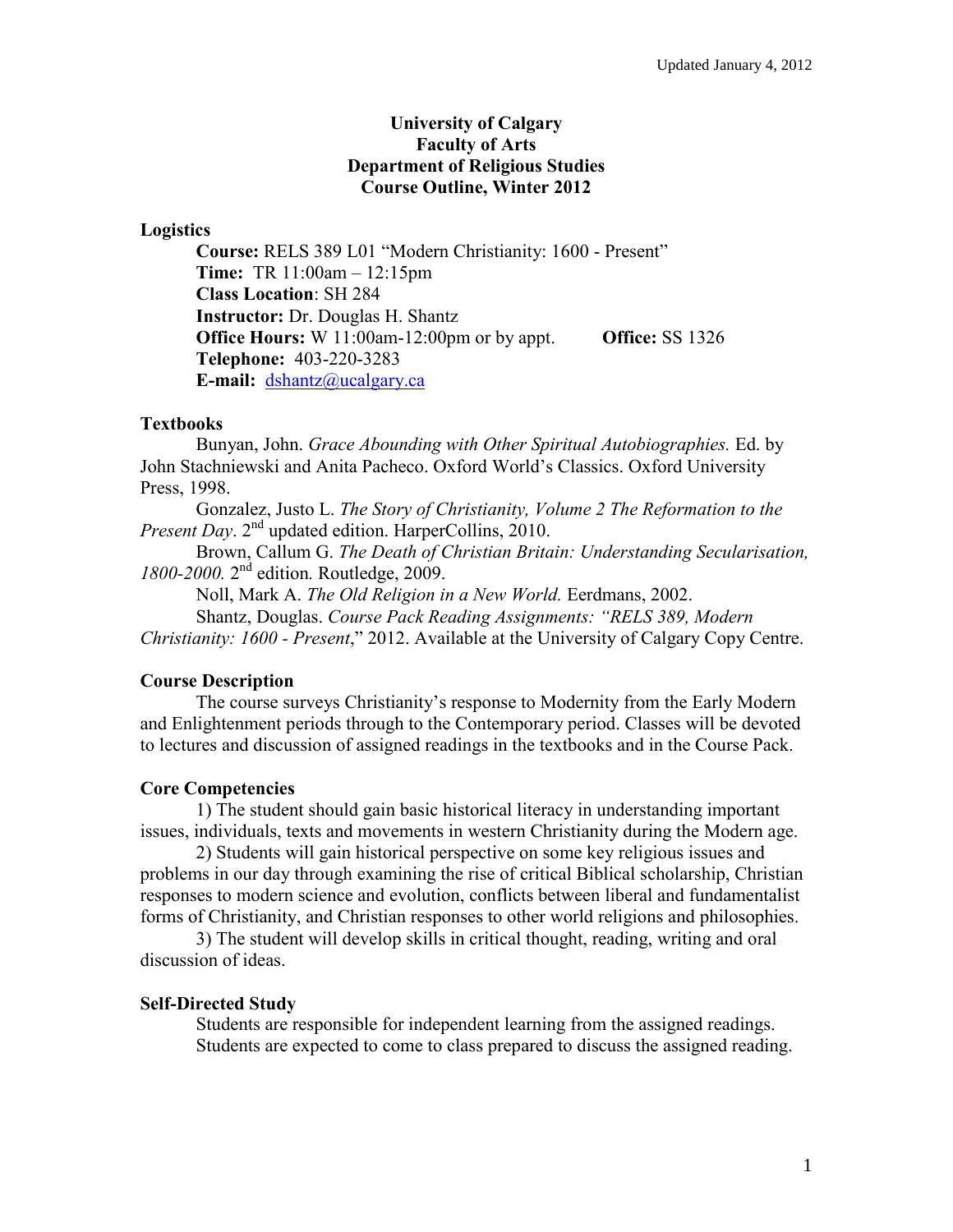Updated January 4, 2012

**University of Calgary**
**Faculty of Arts**
**Department of Religious Studies**
**Course Outline, Winter 2012**

## Logistics

**Course:** RELS 389 L01 "Modern Christianity: 1600 - Present"
**Time:** TR 11:00am – 12:15pm
**Class Location**: SH 284
**Instructor:** Dr. Douglas H. Shantz
**Office Hours:** W 11:00am-12:00pm or by appt. **Office:** SS 1326
**Telephone:** 403-220-3283
**E-mail:** dshantz@ucalgary.ca

## Textbooks

Bunyan, John. *Grace Abounding with Other Spiritual Autobiographies.* Ed. by John Stachniewski and Anita Pacheco. Oxford World's Classics. Oxford University Press, 1998.

Gonzalez, Justo L. *The Story of Christianity, Volume 2 The Reformation to the Present Day*. 2nd updated edition. HarperCollins, 2010.

Brown, Callum G. *The Death of Christian Britain: Understanding Secularisation, 1800-2000.* 2nd edition*.* Routledge, 2009.

Noll, Mark A. *The Old Religion in a New World.* Eerdmans, 2002.

Shantz, Douglas. *Course Pack Reading Assignments: "RELS 389, Modern Christianity: 1600 - Present*," 2012. Available at the University of Calgary Copy Centre.

## Course Description

The course surveys Christianity's response to Modernity from the Early Modern and Enlightenment periods through to the Contemporary period. Classes will be devoted to lectures and discussion of assigned readings in the textbooks and in the Course Pack.

## Core Competencies

1) The student should gain basic historical literacy in understanding important issues, individuals, texts and movements in western Christianity during the Modern age.

2) Students will gain historical perspective on some key religious issues and problems in our day through examining the rise of critical Biblical scholarship, Christian responses to modern science and evolution, conflicts between liberal and fundamentalist forms of Christianity, and Christian responses to other world religions and philosophies.

3) The student will develop skills in critical thought, reading, writing and oral discussion of ideas.

## Self-Directed Study

Students are responsible for independent learning from the assigned readings. Students are expected to come to class prepared to discuss the assigned reading.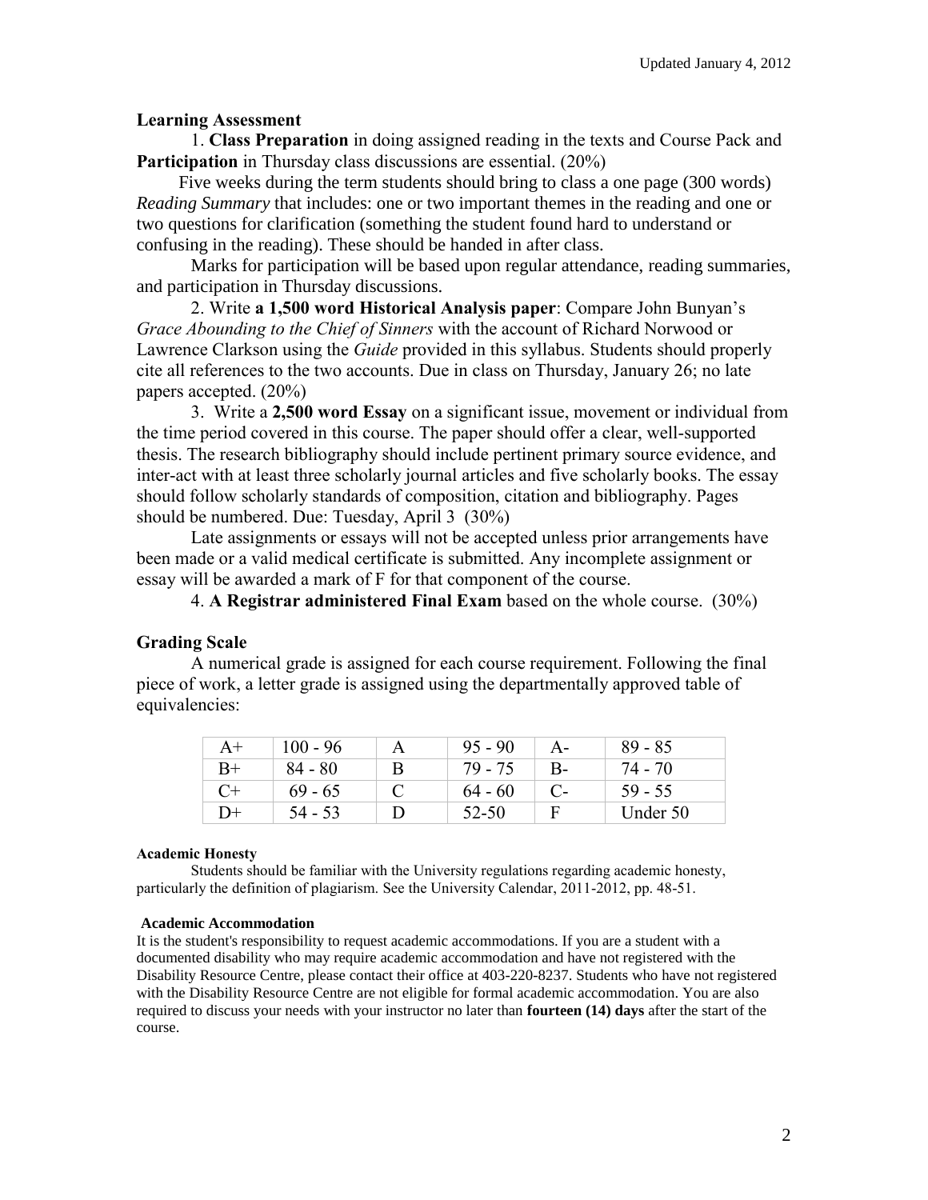## Learning Assessment

1. **Class Preparation** in doing assigned reading in the texts and Course Pack and **Participation** in Thursday class discussions are essential. (20%)

Five weeks during the term students should bring to class a one page (300 words) *Reading Summary* that includes: one or two important themes in the reading and one or two questions for clarification (something the student found hard to understand or confusing in the reading). These should be handed in after class.

Marks for participation will be based upon regular attendance, reading summaries, and participation in Thursday discussions.

2. Write **a 1,500 word Historical Analysis paper**: Compare John Bunyan's *Grace Abounding to the Chief of Sinners* with the account of Richard Norwood or Lawrence Clarkson using the *Guide* provided in this syllabus. Students should properly cite all references to the two accounts. Due in class on Thursday, January 26; no late papers accepted. (20%)

3. Write a **2,500 word Essay** on a significant issue, movement or individual from the time period covered in this course. The paper should offer a clear, well-supported thesis. The research bibliography should include pertinent primary source evidence, and inter-act with at least three scholarly journal articles and five scholarly books. The essay should follow scholarly standards of composition, citation and bibliography. Pages should be numbered. Due: Tuesday, April 3 (30%)

Late assignments or essays will not be accepted unless prior arrangements have been made or a valid medical certificate is submitted. Any incomplete assignment or essay will be awarded a mark of F for that component of the course.

4. **A Registrar administered Final Exam** based on the whole course. (30%)

## Grading Scale

A numerical grade is assigned for each course requirement. Following the final piece of work, a letter grade is assigned using the departmentally approved table of equivalencies:

| | | | | | |
|---|---|---|---|---|---|
| A+ | 100 - 96 | A | 95 - 90 | A- | 89 - 85 |
| B+ | 84 - 80 | B | 79 - 75 | B- | 74 - 70 |
| C+ | 69 - 65 | C | 64 - 60 | C- | 59 - 55 |
| D+ | 54 - 53 | D | 52-50 | F | Under 50 |

#### Academic Honesty

Students should be familiar with the University regulations regarding academic honesty, particularly the definition of plagiarism. See the University Calendar, 2011-2012, pp. 48-51.

#### Academic Accommodation

It is the student's responsibility to request academic accommodations. If you are a student with a documented disability who may require academic accommodation and have not registered with the Disability Resource Centre, please contact their office at 403-220-8237. Students who have not registered with the Disability Resource Centre are not eligible for formal academic accommodation. You are also required to discuss your needs with your instructor no later than **fourteen (14) days** after the start of the course.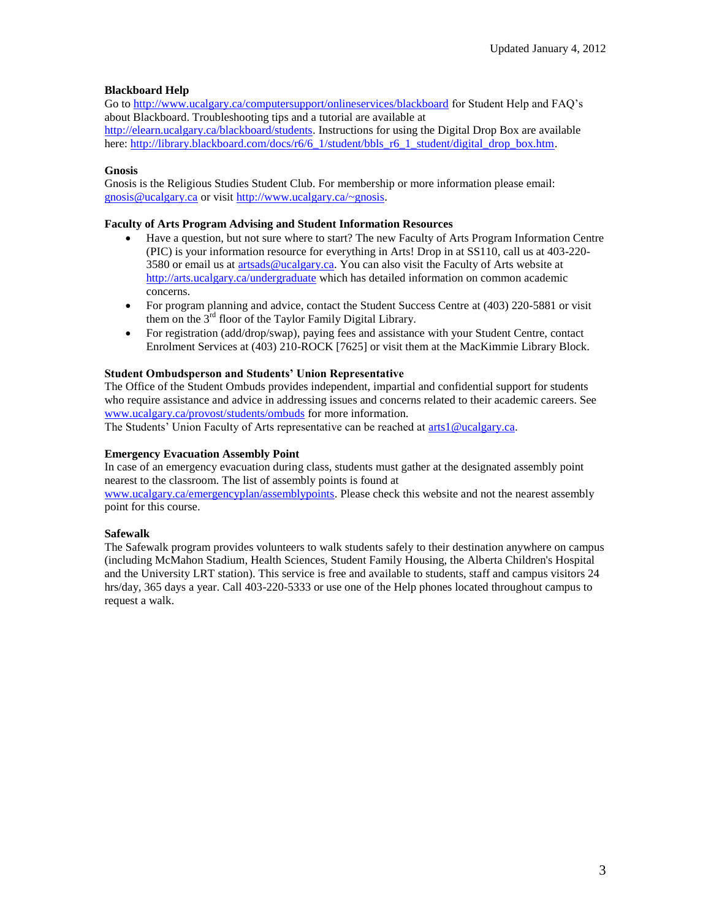**Blackboard Help**

Go to http://www.ucalgary.ca/computersupport/onlineservices/blackboard for Student Help and FAQ's about Blackboard. Troubleshooting tips and a tutorial are available at http://elearn.ucalgary.ca/blackboard/students. Instructions for using the Digital Drop Box are available here: http://library.blackboard.com/docs/r6/6_1/student/bbls_r6_1_student/digital_drop_box.htm.

**Gnosis**

Gnosis is the Religious Studies Student Club. For membership or more information please email: gnosis@ucalgary.ca or visit http://www.ucalgary.ca/~gnosis.

**Faculty of Arts Program Advising and Student Information Resources**

- Have a question, but not sure where to start? The new Faculty of Arts Program Information Centre (PIC) is your information resource for everything in Arts! Drop in at SS110, call us at 403-220-3580 or email us at artsads@ucalgary.ca. You can also visit the Faculty of Arts website at http://arts.ucalgary.ca/undergraduate which has detailed information on common academic concerns.
- For program planning and advice, contact the Student Success Centre at (403) 220-5881 or visit them on the 3rd floor of the Taylor Family Digital Library.
- For registration (add/drop/swap), paying fees and assistance with your Student Centre, contact Enrolment Services at (403) 210-ROCK [7625] or visit them at the MacKimmie Library Block.

**Student Ombudsperson and Students' Union Representative**

The Office of the Student Ombuds provides independent, impartial and confidential support for students who require assistance and advice in addressing issues and concerns related to their academic careers. See www.ucalgary.ca/provost/students/ombuds for more information.

The Students' Union Faculty of Arts representative can be reached at arts1@ucalgary.ca.

**Emergency Evacuation Assembly Point**

In case of an emergency evacuation during class, students must gather at the designated assembly point nearest to the classroom. The list of assembly points is found at www.ucalgary.ca/emergencyplan/assemblypoints. Please check this website and not the nearest assembly point for this course.

**Safewalk**

The Safewalk program provides volunteers to walk students safely to their destination anywhere on campus (including McMahon Stadium, Health Sciences, Student Family Housing, the Alberta Children's Hospital and the University LRT station). This service is free and available to students, staff and campus visitors 24 hrs/day, 365 days a year. Call 403-220-5333 or use one of the Help phones located throughout campus to request a walk.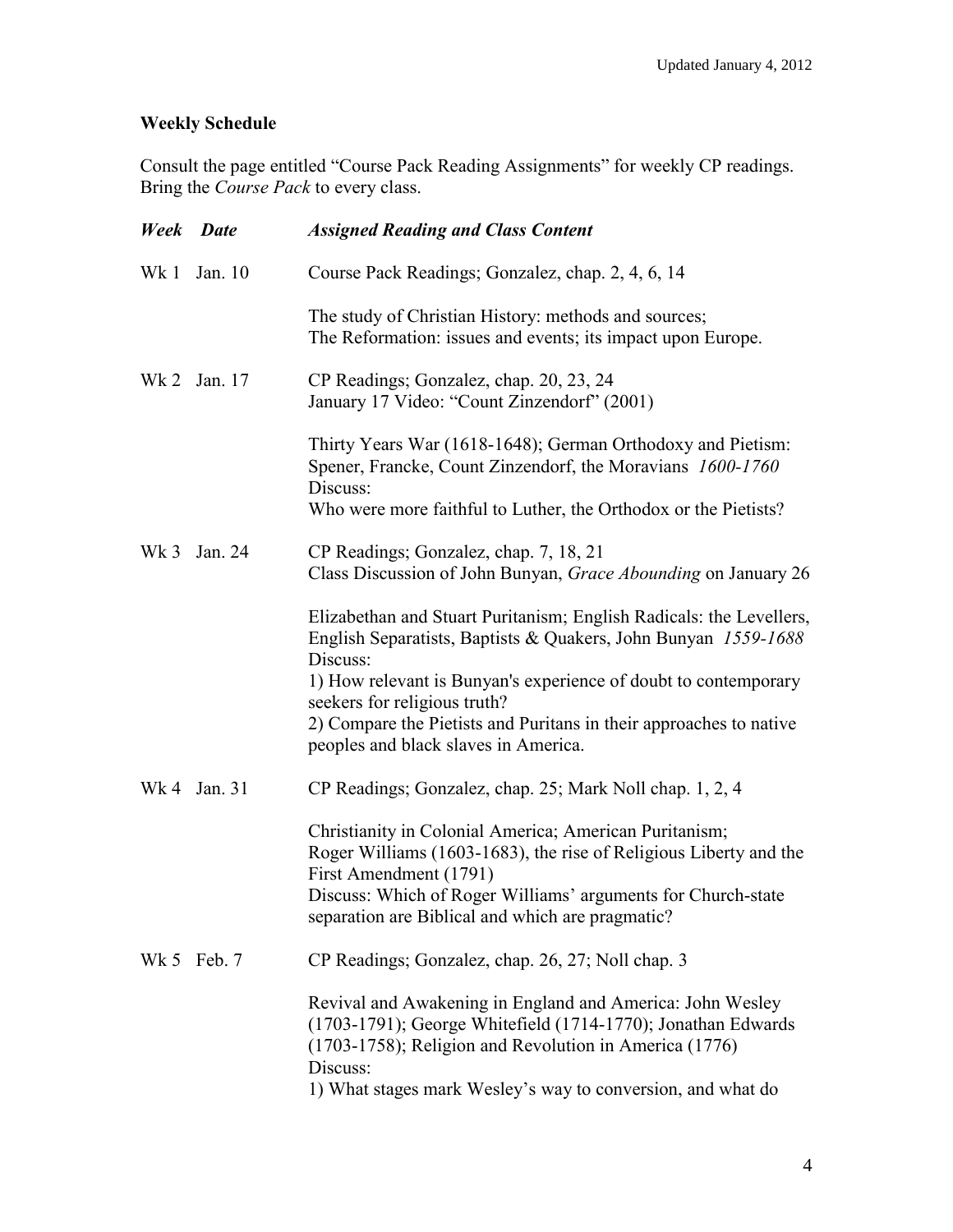## Weekly Schedule

Consult the page entitled "Course Pack Reading Assignments" for weekly CP readings. Bring the *Course Pack* to every class.

| ***Week*** | ***Date*** | ***Assigned Reading and Class Content*** |
|---|---|---|
| Wk 1 | Jan. 10 | Course Pack Readings; Gonzalez, chap. 2, 4, 6, 14<br><br>The study of Christian History: methods and sources;<br>The Reformation: issues and events; its impact upon Europe. |
| Wk 2 | Jan. 17 | CP Readings; Gonzalez, chap. 20, 23, 24<br>January 17 Video: "Count Zinzendorf" (2001)<br><br>Thirty Years War (1618-1648); German Orthodoxy and Pietism: Spener, Francke, Count Zinzendorf, the Moravians *1600-1760*<br>Discuss:<br>Who were more faithful to Luther, the Orthodox or the Pietists? |
| Wk 3 | Jan. 24 | CP Readings; Gonzalez, chap. 7, 18, 21<br>Class Discussion of John Bunyan, *Grace Abounding* on January 26<br><br>Elizabethan and Stuart Puritanism; English Radicals: the Levellers, English Separatists, Baptists & Quakers, John Bunyan *1559-1688*<br>Discuss:<br>1) How relevant is Bunyan's experience of doubt to contemporary seekers for religious truth?<br>2) Compare the Pietists and Puritans in their approaches to native peoples and black slaves in America. |
| Wk 4 | Jan. 31 | CP Readings; Gonzalez, chap. 25; Mark Noll chap. 1, 2, 4<br><br>Christianity in Colonial America; American Puritanism;<br>Roger Williams (1603-1683), the rise of Religious Liberty and the First Amendment (1791)<br>Discuss: Which of Roger Williams' arguments for Church-state separation are Biblical and which are pragmatic? |
| Wk 5 | Feb. 7 | CP Readings; Gonzalez, chap. 26, 27; Noll chap. 3<br><br>Revival and Awakening in England and America: John Wesley (1703-1791); George Whitefield (1714-1770); Jonathan Edwards (1703-1758); Religion and Revolution in America (1776)<br>Discuss:<br>1) What stages mark Wesley's way to conversion, and what do |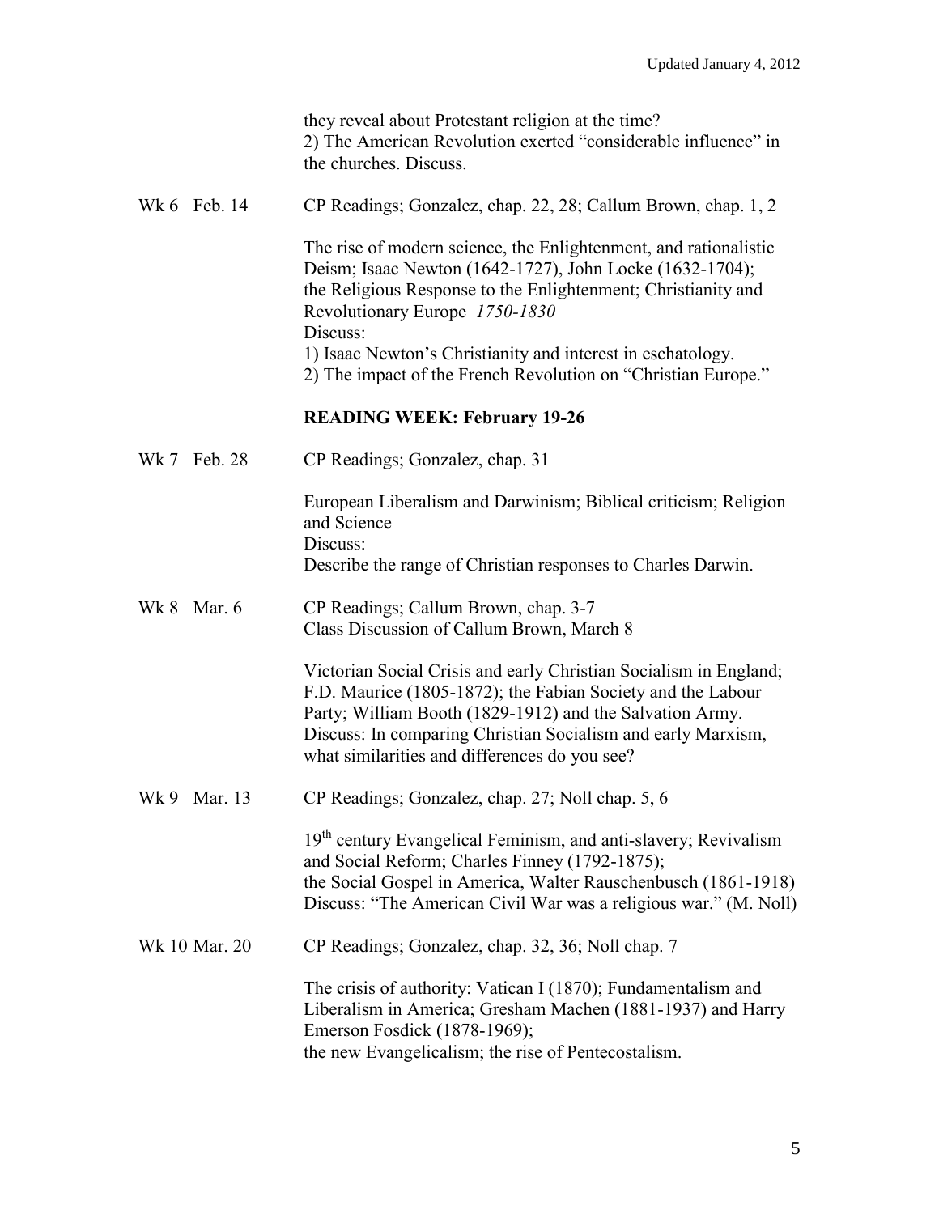they reveal about Protestant religion at the time?
2) The American Revolution exerted "considerable influence" in the churches. Discuss.

Wk 6 Feb. 14 — CP Readings; Gonzalez, chap. 22, 28; Callum Brown, chap. 1, 2

The rise of modern science, the Enlightenment, and rationalistic Deism; Isaac Newton (1642-1727), John Locke (1632-1704); the Religious Response to the Enlightenment; Christianity and Revolutionary Europe *1750-1830*
Discuss:
1) Isaac Newton's Christianity and interest in eschatology.
2) The impact of the French Revolution on "Christian Europe."

**READING WEEK: February 19-26**

Wk 7 Feb. 28 — CP Readings; Gonzalez, chap. 31

European Liberalism and Darwinism; Biblical criticism; Religion and Science
Discuss:
Describe the range of Christian responses to Charles Darwin.

Wk 8 Mar. 6 — CP Readings; Callum Brown, chap. 3-7
Class Discussion of Callum Brown, March 8

Victorian Social Crisis and early Christian Socialism in England; F.D. Maurice (1805-1872); the Fabian Society and the Labour Party; William Booth (1829-1912) and the Salvation Army.
Discuss: In comparing Christian Socialism and early Marxism, what similarities and differences do you see?

Wk 9 Mar. 13 — CP Readings; Gonzalez, chap. 27; Noll chap. 5, 6

19th century Evangelical Feminism, and anti-slavery; Revivalism and Social Reform; Charles Finney (1792-1875); the Social Gospel in America, Walter Rauschenbusch (1861-1918)
Discuss: "The American Civil War was a religious war." (M. Noll)

Wk 10 Mar. 20 — CP Readings; Gonzalez, chap. 32, 36; Noll chap. 7

The crisis of authority: Vatican I (1870); Fundamentalism and Liberalism in America; Gresham Machen (1881-1937) and Harry Emerson Fosdick (1878-1969); the new Evangelicalism; the rise of Pentecostalism.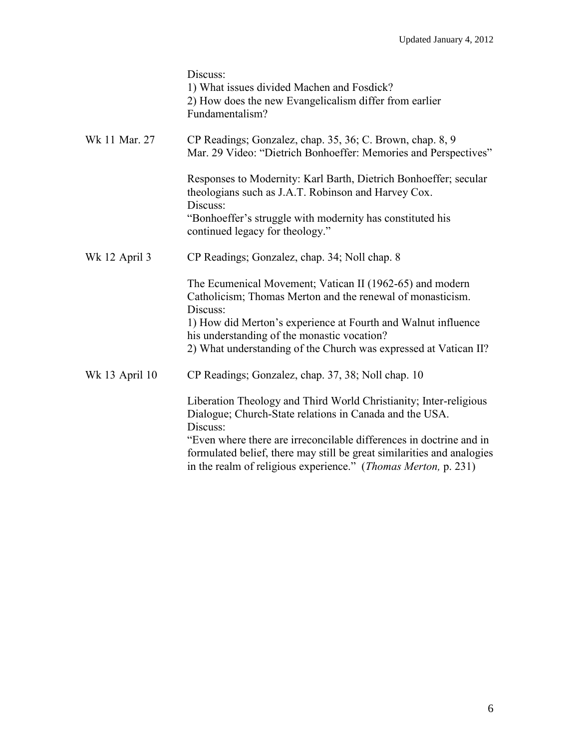Discuss:
1) What issues divided Machen and Fosdick?
2) How does the new Evangelicalism differ from earlier Fundamentalism?

| | |
|---|---|
| Wk 11 Mar. 27 | CP Readings; Gonzalez, chap. 35, 36; C. Brown, chap. 8, 9<br>Mar. 29 Video: "Dietrich Bonhoeffer: Memories and Perspectives"<br><br>Responses to Modernity: Karl Barth, Dietrich Bonhoeffer; secular theologians such as J.A.T. Robinson and Harvey Cox.<br>Discuss:<br>"Bonhoeffer's struggle with modernity has constituted his continued legacy for theology." |
| Wk 12 April 3 | CP Readings; Gonzalez, chap. 34; Noll chap. 8<br><br>The Ecumenical Movement; Vatican II (1962-65) and modern Catholicism; Thomas Merton and the renewal of monasticism.<br>Discuss:<br>1) How did Merton's experience at Fourth and Walnut influence his understanding of the monastic vocation?<br>2) What understanding of the Church was expressed at Vatican II? |
| Wk 13 April 10 | CP Readings; Gonzalez, chap. 37, 38; Noll chap. 10<br><br>Liberation Theology and Third World Christianity; Inter-religious Dialogue; Church-State relations in Canada and the USA.<br>Discuss:<br>"Even where there are irreconcilable differences in doctrine and in formulated belief, there may still be great similarities and analogies in the realm of religious experience." (*Thomas Merton,* p. 231) |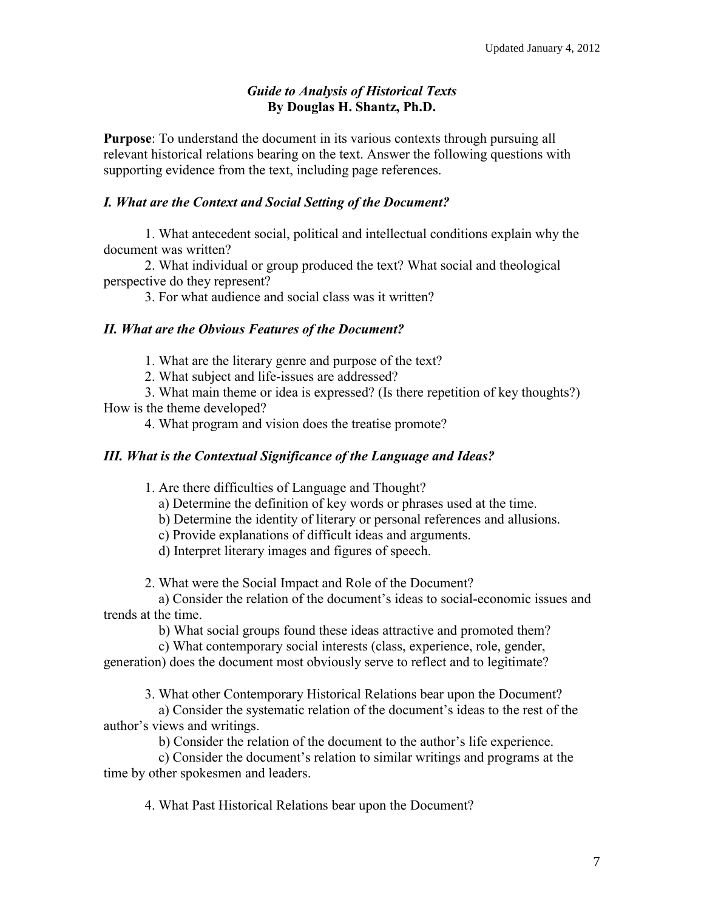Updated January 4, 2012

## *Guide to Analysis of Historical Texts*
**By Douglas H. Shantz, Ph.D.**

**Purpose**: To understand the document in its various contexts through pursuing all relevant historical relations bearing on the text. Answer the following questions with supporting evidence from the text, including page references.

### *I. What are the Context and Social Setting of the Document?*

1. What antecedent social, political and intellectual conditions explain why the document was written?
2. What individual or group produced the text? What social and theological perspective do they represent?
3. For what audience and social class was it written?

### *II. What are the Obvious Features of the Document?*

1. What are the literary genre and purpose of the text?
2. What subject and life-issues are addressed?
3. What main theme or idea is expressed? (Is there repetition of key thoughts?) How is the theme developed?
4. What program and vision does the treatise promote?

### *III. What is the Contextual Significance of the Language and Ideas?*

1. Are there difficulties of Language and Thought?
   a) Determine the definition of key words or phrases used at the time.
   b) Determine the identity of literary or personal references and allusions.
   c) Provide explanations of difficult ideas and arguments.
   d) Interpret literary images and figures of speech.

2. What were the Social Impact and Role of the Document?
   a) Consider the relation of the document's ideas to social-economic issues and trends at the time.
   b) What social groups found these ideas attractive and promoted them?
   c) What contemporary social interests (class, experience, role, gender, generation) does the document most obviously serve to reflect and to legitimate?

3. What other Contemporary Historical Relations bear upon the Document?
   a) Consider the systematic relation of the document's ideas to the rest of the author's views and writings.
   b) Consider the relation of the document to the author's life experience.
   c) Consider the document's relation to similar writings and programs at the time by other spokesmen and leaders.

4. What Past Historical Relations bear upon the Document?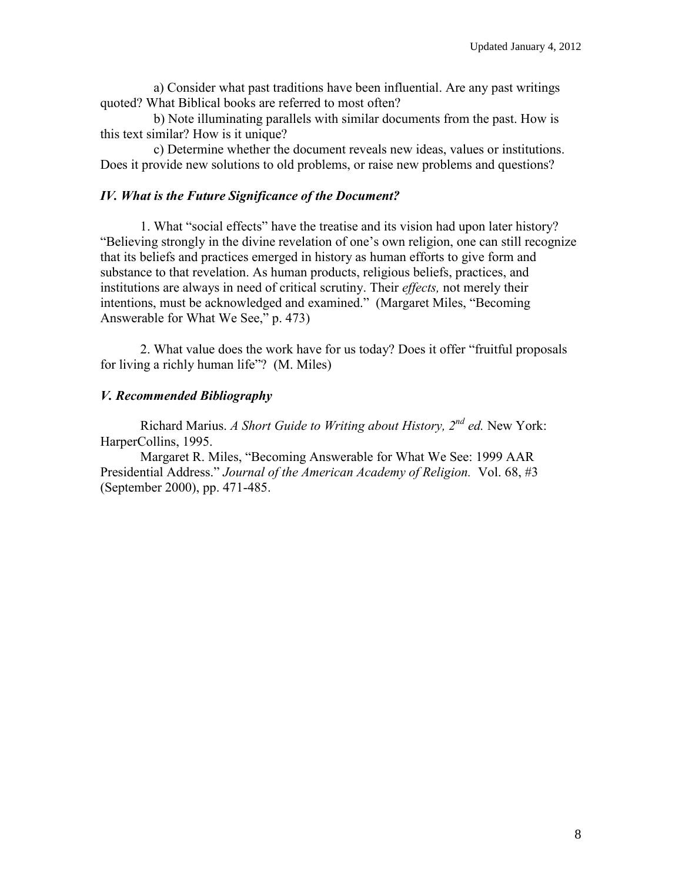a) Consider what past traditions have been influential. Are any past writings quoted? What Biblical books are referred to most often?

b) Note illuminating parallels with similar documents from the past. How is this text similar? How is it unique?

c) Determine whether the document reveals new ideas, values or institutions. Does it provide new solutions to old problems, or raise new problems and questions?

### *IV. What is the Future Significance of the Document?*

1. What "social effects" have the treatise and its vision had upon later history? "Believing strongly in the divine revelation of one's own religion, one can still recognize that its beliefs and practices emerged in history as human efforts to give form and substance to that revelation. As human products, religious beliefs, practices, and institutions are always in need of critical scrutiny. Their *effects,* not merely their intentions, must be acknowledged and examined." (Margaret Miles, "Becoming Answerable for What We See," p. 473)

2. What value does the work have for us today? Does it offer "fruitful proposals for living a richly human life"? (M. Miles)

### *V. Recommended Bibliography*

Richard Marius. *A Short Guide to Writing about History, 2nd ed.* New York: HarperCollins, 1995.

Margaret R. Miles, "Becoming Answerable for What We See: 1999 AAR Presidential Address." *Journal of the American Academy of Religion.* Vol. 68, #3 (September 2000), pp. 471-485.